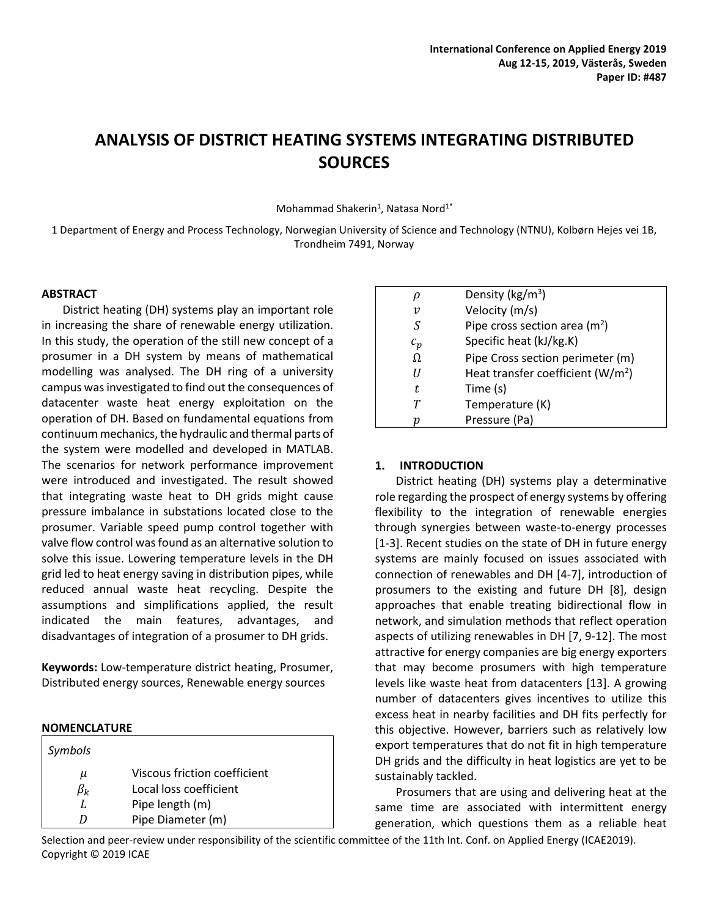# ANALYSIS OF DISTRICT HEATING SYSTEMS INTEGRATING DISTRIBUTED SOURCES

Mohammad Shakerin[1], Natasa Nord[1*]

1 Department of Energy and Process Technology, Norwegian University of Science and Technology (NTNU), Kolbørn Hejes vei 1B, Trondheim 7491, Norway

## ABSTRACT

District heating (DH) systems play an important role in increasing the share of renewable energy utilization. In this study, the operation of the still new concept of a prosumer in a DH system by means of mathematical modelling was analysed. The DH ring of a university campus was investigated to find out the consequences of datacenter waste heat energy exploitation on the operation of DH. Based on fundamental equations from continuum mechanics, the hydraulic and thermal parts of the system were modelled and developed in MATLAB. The scenarios for network performance improvement were introduced and investigated. The result showed that integrating waste heat to DH grids might cause pressure imbalance in substations located close to the prosumer. Variable speed pump control together with valve flow control was found as an alternative solution to solve this issue. Lowering temperature levels in the DH grid led to heat energy saving in distribution pipes, while reduced annual waste heat recycling. Despite the assumptions and simplifications applied, the result indicated the main features, advantages, and disadvantages of integration of a prosumer to DH grids.

**Keywords:** Low-temperature district heating, Prosumer, Distributed energy sources, Renewable energy sources

## NOMENCLATURE

| *Symbols* | |
|---|---|
| $\mu$ | Viscous friction coefficient |
| $\beta_k$ | Local loss coefficient |
| $L$ | Pipe length (m) |
| $D$ | Pipe Diameter (m) |
| $\rho$ | Density (kg/m$^3$) |
| $v$ | Velocity (m/s) |
| $S$ | Pipe cross section area (m$^2$) |
| $c_p$ | Specific heat (kJ/kg.K) |
| $\Omega$ | Pipe Cross section perimeter (m) |
| $U$ | Heat transfer coefficient (W/m$^2$) |
| $t$ | Time (s) |
| $T$ | Temperature (K) |
| $p$ | Pressure (Pa) |

## 1. INTRODUCTION

District heating (DH) systems play a determinative role regarding the prospect of energy systems by offering flexibility to the integration of renewable energies through synergies between waste-to-energy processes [1-3]. Recent studies on the state of DH in future energy systems are mainly focused on issues associated with connection of renewables and DH [4-7], introduction of prosumers to the existing and future DH [8], design approaches that enable treating bidirectional flow in network, and simulation methods that reflect operation aspects of utilizing renewables in DH [7, 9-12]. The most attractive for energy companies are big energy exporters that may become prosumers with high temperature levels like waste heat from datacenters [13]. A growing number of datacenters gives incentives to utilize this excess heat in nearby facilities and DH fits perfectly for this objective. However, barriers such as relatively low export temperatures that do not fit in high temperature DH grids and the difficulty in heat logistics are yet to be sustainably tackled.

Prosumers that are using and delivering heat at the same time are associated with intermittent energy generation, which questions them as a reliable heat

Selection and peer-review under responsibility of the scientific committee of the 11th Int. Conf. on Applied Energy (ICAE2019).
Copyright © 2019 ICAE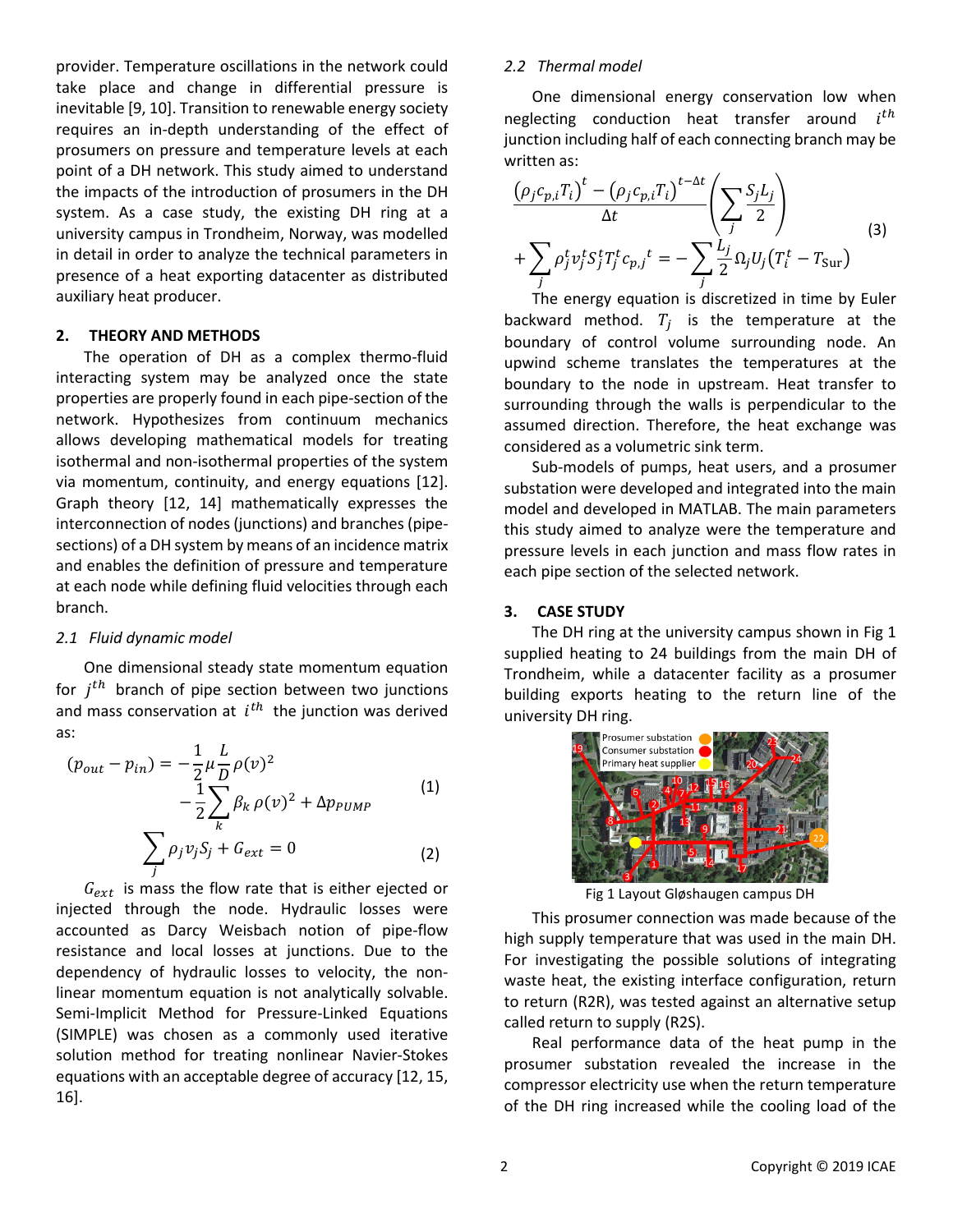provider. Temperature oscillations in the network could take place and change in differential pressure is inevitable [9, 10]. Transition to renewable energy society requires an in-depth understanding of the effect of prosumers on pressure and temperature levels at each point of a DH network. This study aimed to understand the impacts of the introduction of prosumers in the DH system. As a case study, the existing DH ring at a university campus in Trondheim, Norway, was modelled in detail in order to analyze the technical parameters in presence of a heat exporting datacenter as distributed auxiliary heat producer.

## 2. THEORY AND METHODS

The operation of DH as a complex thermo-fluid interacting system may be analyzed once the state properties are properly found in each pipe-section of the network. Hypothesizes from continuum mechanics allows developing mathematical models for treating isothermal and non-isothermal properties of the system via momentum, continuity, and energy equations [12]. Graph theory [12, 14] mathematically expresses the interconnection of nodes (junctions) and branches (pipe-sections) of a DH system by means of an incidence matrix and enables the definition of pressure and temperature at each node while defining fluid velocities through each branch.

### *2.1 Fluid dynamic model*

One dimensional steady state momentum equation for $j^{th}$ branch of pipe section between two junctions and mass conservation at $i^{th}$ the junction was derived as:

$$(p_{out} - p_{in}) = -\frac{1}{2}\mu\frac{L}{D}\rho(v)^2 - \frac{1}{2}\sum_k \beta_k\,\rho(v)^2 + \Delta p_{PUMP} \qquad (1)$$

$$\sum_j \rho_j v_j S_j + G_{ext} = 0 \qquad (2)$$

$G_{ext}$ is mass the flow rate that is either ejected or injected through the node. Hydraulic losses were accounted as Darcy Weisbach notion of pipe-flow resistance and local losses at junctions. Due to the dependency of hydraulic losses to velocity, the non-linear momentum equation is not analytically solvable. Semi-Implicit Method for Pressure-Linked Equations (SIMPLE) was chosen as a commonly used iterative solution method for treating nonlinear Navier-Stokes equations with an acceptable degree of accuracy [12, 15, 16].

### *2.2 Thermal model*

One dimensional energy conservation low when neglecting conduction heat transfer around $i^{th}$ junction including half of each connecting branch may be written as:

$$\frac{\left(\rho_j c_{p,i} T_i\right)^t - \left(\rho_j c_{p,i} T_i\right)^{t-\Delta t}}{\Delta t}\left(\sum_j \frac{S_j L_j}{2}\right) + \sum_j \rho_j^t v_j^t S_j^t T_j^t {c_{p,j}}^t = -\sum_j \frac{L_j}{2}\Omega_j U_j\left(T_i^t - T_{\mathrm{Sur}}\right) \qquad (3)$$

The energy equation is discretized in time by Euler backward method. $T_j$ is the temperature at the boundary of control volume surrounding node. An upwind scheme translates the temperatures at the boundary to the node in upstream. Heat transfer to surrounding through the walls is perpendicular to the assumed direction. Therefore, the heat exchange was considered as a volumetric sink term.

Sub-models of pumps, heat users, and a prosumer substation were developed and integrated into the main model and developed in MATLAB. The main parameters this study aimed to analyze were the temperature and pressure levels in each junction and mass flow rates in each pipe section of the selected network.

## 3. CASE STUDY

The DH ring at the university campus shown in Fig 1 supplied heating to 24 buildings from the main DH of Trondheim, while a datacenter facility as a prosumer building exports heating to the return line of the university DH ring.

Fig 1 Layout Gløshaugen campus DH

This prosumer connection was made because of the high supply temperature that was used in the main DH. For investigating the possible solutions of integrating waste heat, the existing interface configuration, return to return (R2R), was tested against an alternative setup called return to supply (R2S).

Real performance data of the heat pump in the prosumer substation revealed the increase in the compressor electricity use when the return temperature of the DH ring increased while the cooling load of the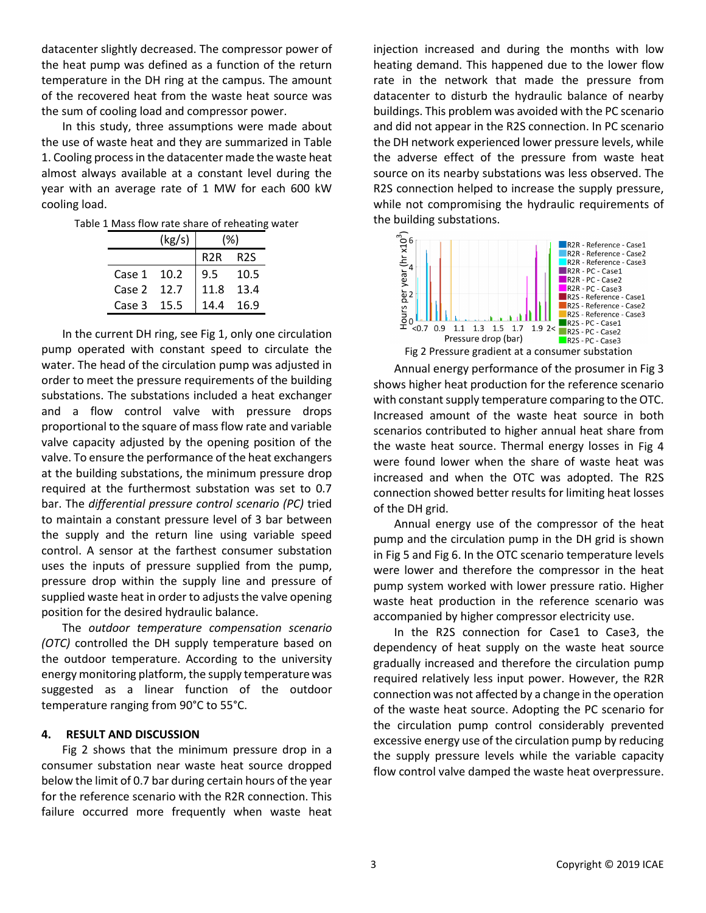datacenter slightly decreased. The compressor power of the heat pump was defined as a function of the return temperature in the DH ring at the campus. The amount of the recovered heat from the waste heat source was the sum of cooling load and compressor power.

In this study, three assumptions were made about the use of waste heat and they are summarized in Table 1. Cooling process in the datacenter made the waste heat almost always available at a constant level during the year with an average rate of 1 MW for each 600 kW cooling load.

Table 1 Mass flow rate share of reheating water

| | (kg/s) | (%) | |
|---|---|---|---|
| | | R2R | R2S |
| Case 1 | 10.2 | 9.5 | 10.5 |
| Case 2 | 12.7 | 11.8 | 13.4 |
| Case 3 | 15.5 | 14.4 | 16.9 |

In the current DH ring, see Fig 1, only one circulation pump operated with constant speed to circulate the water. The head of the circulation pump was adjusted in order to meet the pressure requirements of the building substations. The substations included a heat exchanger and a flow control valve with pressure drops proportional to the square of mass flow rate and variable valve capacity adjusted by the opening position of the valve. To ensure the performance of the heat exchangers at the building substations, the minimum pressure drop required at the furthermost substation was set to 0.7 bar. The *differential pressure control scenario (PC)* tried to maintain a constant pressure level of 3 bar between the supply and the return line using variable speed control. A sensor at the farthest consumer substation uses the inputs of pressure supplied from the pump, pressure drop within the supply line and pressure of supplied waste heat in order to adjusts the valve opening position for the desired hydraulic balance.

The *outdoor temperature compensation scenario (OTC)* controlled the DH supply temperature based on the outdoor temperature. According to the university energy monitoring platform, the supply temperature was suggested as a linear function of the outdoor temperature ranging from 90°C to 55°C.

## 4. RESULT AND DISCUSSION

Fig 2 shows that the minimum pressure drop in a consumer substation near waste heat source dropped below the limit of 0.7 bar during certain hours of the year for the reference scenario with the R2R connection. This failure occurred more frequently when waste heat injection increased and during the months with low heating demand. This happened due to the lower flow rate in the network that made the pressure from datacenter to disturb the hydraulic balance of nearby buildings. This problem was avoided with the PC scenario and did not appear in the R2S connection. In PC scenario the DH network experienced lower pressure levels, while the adverse effect of the pressure from waste heat source on its nearby substations was less observed. The R2S connection helped to increase the supply pressure, while not compromising the hydraulic requirements of the building substations.

Fig 2 Pressure gradient at a consumer substation

Annual energy performance of the prosumer in Fig 3 shows higher heat production for the reference scenario with constant supply temperature comparing to the OTC. Increased amount of the waste heat source in both scenarios contributed to higher annual heat share from the waste heat source. Thermal energy losses in Fig 4 were found lower when the share of waste heat was increased and when the OTC was adopted. The R2S connection showed better results for limiting heat losses of the DH grid.

Annual energy use of the compressor of the heat pump and the circulation pump in the DH grid is shown in Fig 5 and Fig 6. In the OTC scenario temperature levels were lower and therefore the compressor in the heat pump system worked with lower pressure ratio. Higher waste heat production in the reference scenario was accompanied by higher compressor electricity use.

In the R2S connection for Case1 to Case3, the dependency of heat supply on the waste heat source gradually increased and therefore the circulation pump required relatively less input power. However, the R2R connection was not affected by a change in the operation of the waste heat source. Adopting the PC scenario for the circulation pump control considerably prevented excessive energy use of the circulation pump by reducing the supply pressure levels while the variable capacity flow control valve damped the waste heat overpressure.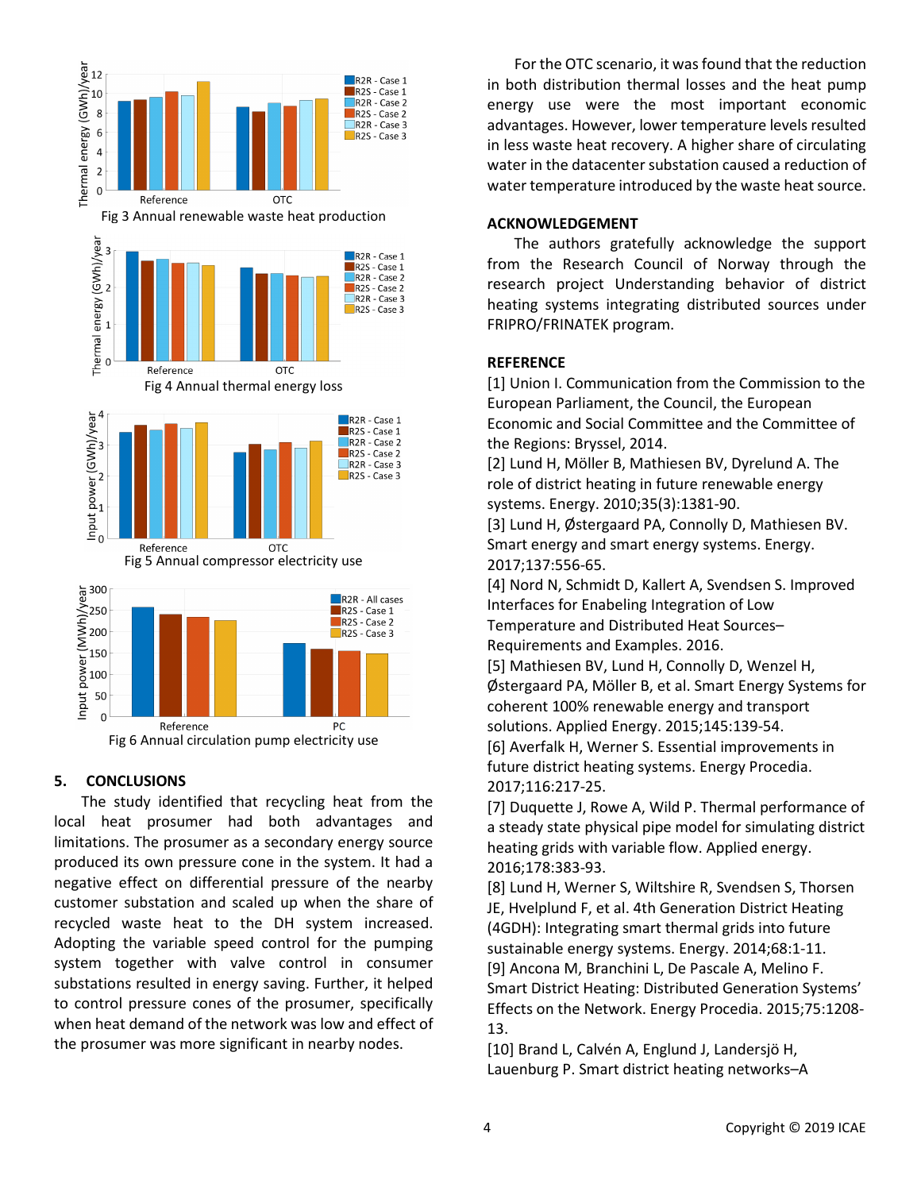Fig 3 Annual renewable waste heat production

Fig 4 Annual thermal energy loss

Fig 5 Annual compressor electricity use

Fig 6 Annual circulation pump electricity use

## 5. CONCLUSIONS

The study identified that recycling heat from the local heat prosumer had both advantages and limitations. The prosumer as a secondary energy source produced its own pressure cone in the system. It had a negative effect on differential pressure of the nearby customer substation and scaled up when the share of recycled waste heat to the DH system increased. Adopting the variable speed control for the pumping system together with valve control in consumer substations resulted in energy saving. Further, it helped to control pressure cones of the prosumer, specifically when heat demand of the network was low and effect of the prosumer was more significant in nearby nodes.

For the OTC scenario, it was found that the reduction in both distribution thermal losses and the heat pump energy use were the most important economic advantages. However, lower temperature levels resulted in less waste heat recovery. A higher share of circulating water in the datacenter substation caused a reduction of water temperature introduced by the waste heat source.

## ACKNOWLEDGEMENT

The authors gratefully acknowledge the support from the Research Council of Norway through the research project Understanding behavior of district heating systems integrating distributed sources under FRIPRO/FRINATEK program.

## REFERENCE

[1] Union I. Communication from the Commission to the European Parliament, the Council, the European Economic and Social Committee and the Committee of the Regions: Bryssel, 2014.

[2] Lund H, Möller B, Mathiesen BV, Dyrelund A. The role of district heating in future renewable energy systems. Energy. 2010;35(3):1381-90.

[3] Lund H, Østergaard PA, Connolly D, Mathiesen BV. Smart energy and smart energy systems. Energy. 2017;137:556-65.

[4] Nord N, Schmidt D, Kallert A, Svendsen S. Improved Interfaces for Enabeling Integration of Low Temperature and Distributed Heat Sources–Requirements and Examples. 2016.

[5] Mathiesen BV, Lund H, Connolly D, Wenzel H, Østergaard PA, Möller B, et al. Smart Energy Systems for coherent 100% renewable energy and transport solutions. Applied Energy. 2015;145:139-54.

[6] Averfalk H, Werner S. Essential improvements in future district heating systems. Energy Procedia. 2017;116:217-25.

[7] Duquette J, Rowe A, Wild P. Thermal performance of a steady state physical pipe model for simulating district heating grids with variable flow. Applied energy. 2016;178:383-93.

[8] Lund H, Werner S, Wiltshire R, Svendsen S, Thorsen JE, Hvelplund F, et al. 4th Generation District Heating (4GDH): Integrating smart thermal grids into future sustainable energy systems. Energy. 2014;68:1-11.

[9] Ancona M, Branchini L, De Pascale A, Melino F. Smart District Heating: Distributed Generation Systems' Effects on the Network. Energy Procedia. 2015;75:1208-13.

[10] Brand L, Calvén A, Englund J, Landersjö H, Lauenburg P. Smart district heating networks–A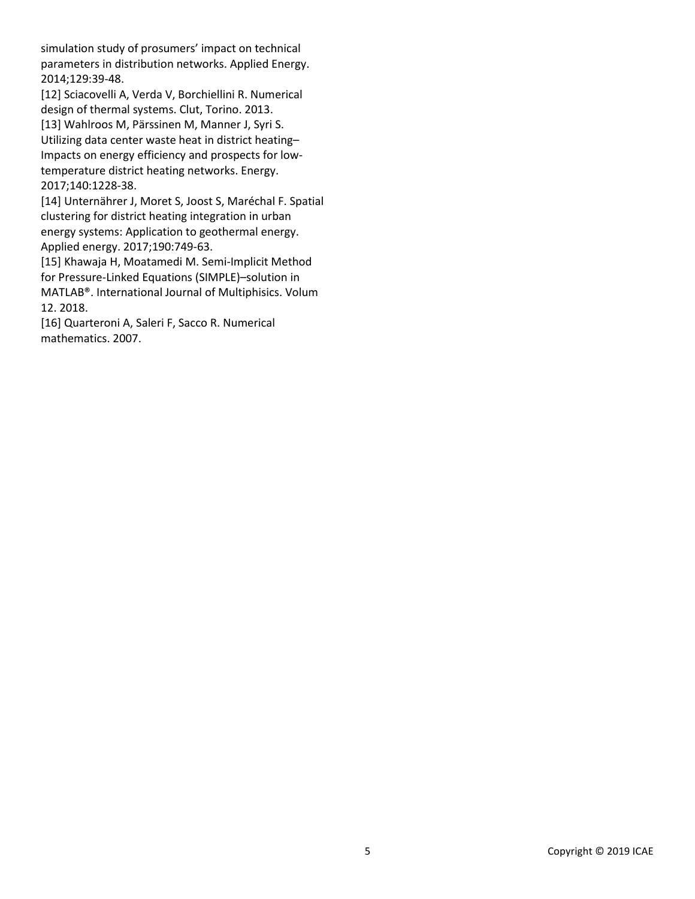simulation study of prosumers' impact on technical parameters in distribution networks. Applied Energy. 2014;129:39-48.

[12] Sciacovelli A, Verda V, Borchiellini R. Numerical design of thermal systems. Clut, Torino. 2013.

[13] Wahlroos M, Pärssinen M, Manner J, Syri S. Utilizing data center waste heat in district heating–Impacts on energy efficiency and prospects for low-temperature district heating networks. Energy. 2017;140:1228-38.

[14] Unternährer J, Moret S, Joost S, Maréchal F. Spatial clustering for district heating integration in urban energy systems: Application to geothermal energy. Applied energy. 2017;190:749-63.

[15] Khawaja H, Moatamedi M. Semi-Implicit Method for Pressure-Linked Equations (SIMPLE)–solution in MATLAB®. International Journal of Multiphisics. Volum 12. 2018.

[16] Quarteroni A, Saleri F, Sacco R. Numerical mathematics. 2007.